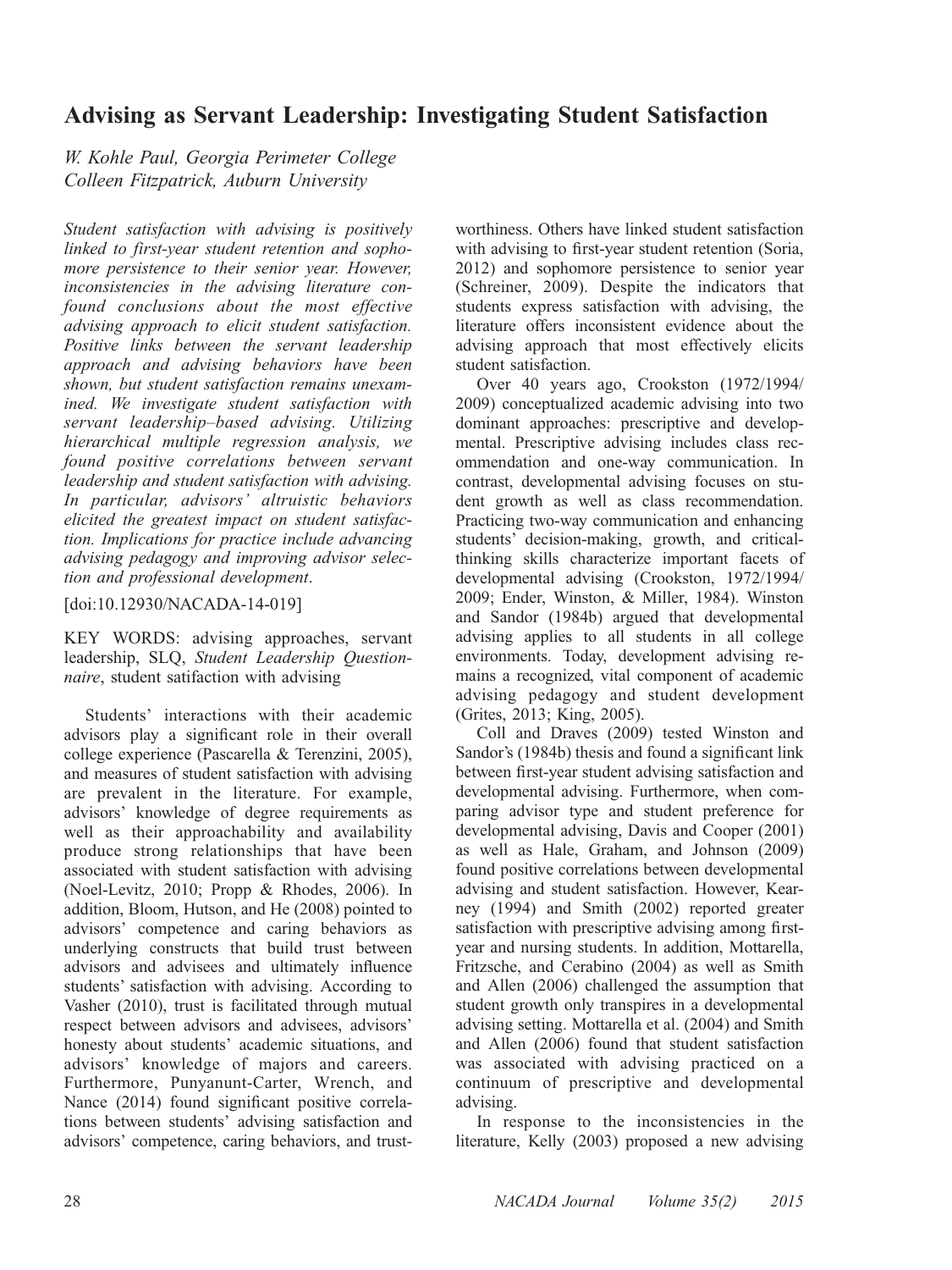# Advising as Servant Leadership: Investigating Student Satisfaction

*W. Kohle Paul, Georgia Perimeter College*
*Colleen Fitzpatrick, Auburn University*

*Student satisfaction with advising is positively linked to first-year student retention and sophomore persistence to their senior year. However, inconsistencies in the advising literature confound conclusions about the most effective advising approach to elicit student satisfaction. Positive links between the servant leadership approach and advising behaviors have been shown, but student satisfaction remains unexamined. We investigate student satisfaction with servant leadership–based advising. Utilizing hierarchical multiple regression analysis, we found positive correlations between servant leadership and student satisfaction with advising. In particular, advisors' altruistic behaviors elicited the greatest impact on student satisfaction. Implications for practice include advancing advising pedagogy and improving advisor selection and professional development.*

[doi:10.12930/NACADA-14-019]

KEY WORDS: advising approaches, servant leadership, SLQ, *Student Leadership Questionnaire*, student satifaction with advising

Students' interactions with their academic advisors play a significant role in their overall college experience (Pascarella & Terenzini, 2005), and measures of student satisfaction with advising are prevalent in the literature. For example, advisors' knowledge of degree requirements as well as their approachability and availability produce strong relationships that have been associated with student satisfaction with advising (Noel-Levitz, 2010; Propp & Rhodes, 2006). In addition, Bloom, Hutson, and He (2008) pointed to advisors' competence and caring behaviors as underlying constructs that build trust between advisors and advisees and ultimately influence students' satisfaction with advising. According to Vasher (2010), trust is facilitated through mutual respect between advisors and advisees, advisors' honesty about students' academic situations, and advisors' knowledge of majors and careers. Furthermore, Punyanunt-Carter, Wrench, and Nance (2014) found significant positive correlations between students' advising satisfaction and advisors' competence, caring behaviors, and trustworthiness. Others have linked student satisfaction with advising to first-year student retention (Soria, 2012) and sophomore persistence to senior year (Schreiner, 2009). Despite the indicators that students express satisfaction with advising, the literature offers inconsistent evidence about the advising approach that most effectively elicits student satisfaction.

Over 40 years ago, Crookston (1972/1994/2009) conceptualized academic advising into two dominant approaches: prescriptive and developmental. Prescriptive advising includes class recommendation and one-way communication. In contrast, developmental advising focuses on student growth as well as class recommendation. Practicing two-way communication and enhancing students' decision-making, growth, and critical-thinking skills characterize important facets of developmental advising (Crookston, 1972/1994/2009; Ender, Winston, & Miller, 1984). Winston and Sandor (1984b) argued that developmental advising applies to all students in all college environments. Today, development advising remains a recognized, vital component of academic advising pedagogy and student development (Grites, 2013; King, 2005).

Coll and Draves (2009) tested Winston and Sandor's (1984b) thesis and found a significant link between first-year student advising satisfaction and developmental advising. Furthermore, when comparing advisor type and student preference for developmental advising, Davis and Cooper (2001) as well as Hale, Graham, and Johnson (2009) found positive correlations between developmental advising and student satisfaction. However, Kearney (1994) and Smith (2002) reported greater satisfaction with prescriptive advising among first-year and nursing students. In addition, Mottarella, Fritzsche, and Cerabino (2004) as well as Smith and Allen (2006) challenged the assumption that student growth only transpires in a developmental advising setting. Mottarella et al. (2004) and Smith and Allen (2006) found that student satisfaction was associated with advising practiced on a continuum of prescriptive and developmental advising.

In response to the inconsistencies in the literature, Kelly (2003) proposed a new advising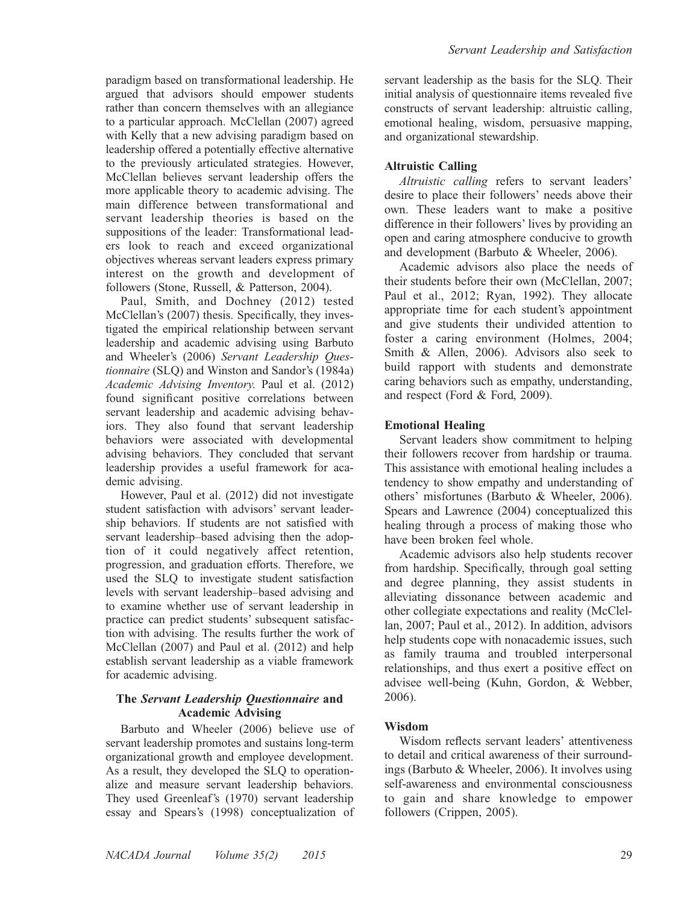paradigm based on transformational leadership. He argued that advisors should empower students rather than concern themselves with an allegiance to a particular approach. McClellan (2007) agreed with Kelly that a new advising paradigm based on leadership offered a potentially effective alternative to the previously articulated strategies. However, McClellan believes servant leadership offers the more applicable theory to academic advising. The main difference between transformational and servant leadership theories is based on the suppositions of the leader: Transformational leaders look to reach and exceed organizational objectives whereas servant leaders express primary interest on the growth and development of followers (Stone, Russell, & Patterson, 2004).

Paul, Smith, and Dochney (2012) tested McClellan's (2007) thesis. Specifically, they investigated the empirical relationship between servant leadership and academic advising using Barbuto and Wheeler's (2006) *Servant Leadership Questionnaire* (SLQ) and Winston and Sandor's (1984a) *Academic Advising Inventory*. Paul et al. (2012) found significant positive correlations between servant leadership and academic advising behaviors. They also found that servant leadership behaviors were associated with developmental advising behaviors. They concluded that servant leadership provides a useful framework for academic advising.

However, Paul et al. (2012) did not investigate student satisfaction with advisors' servant leadership behaviors. If students are not satisfied with servant leadership–based advising then the adoption of it could negatively affect retention, progression, and graduation efforts. Therefore, we used the SLQ to investigate student satisfaction levels with servant leadership–based advising and to examine whether use of servant leadership in practice can predict students' subsequent satisfaction with advising. The results further the work of McClellan (2007) and Paul et al. (2012) and help establish servant leadership as a viable framework for academic advising.

## The *Servant Leadership Questionnaire* and Academic Advising

Barbuto and Wheeler (2006) believe use of servant leadership promotes and sustains long-term organizational growth and employee development. As a result, they developed the SLQ to operationalize and measure servant leadership behaviors. They used Greenleaf's (1970) servant leadership essay and Spears's (1998) conceptualization of servant leadership as the basis for the SLQ. Their initial analysis of questionnaire items revealed five constructs of servant leadership: altruistic calling, emotional healing, wisdom, persuasive mapping, and organizational stewardship.

### Altruistic Calling

*Altruistic calling* refers to servant leaders' desire to place their followers' needs above their own. These leaders want to make a positive difference in their followers' lives by providing an open and caring atmosphere conducive to growth and development (Barbuto & Wheeler, 2006).

Academic advisors also place the needs of their students before their own (McClellan, 2007; Paul et al., 2012; Ryan, 1992). They allocate appropriate time for each student's appointment and give students their undivided attention to foster a caring environment (Holmes, 2004; Smith & Allen, 2006). Advisors also seek to build rapport with students and demonstrate caring behaviors such as empathy, understanding, and respect (Ford & Ford, 2009).

### Emotional Healing

Servant leaders show commitment to helping their followers recover from hardship or trauma. This assistance with emotional healing includes a tendency to show empathy and understanding of others' misfortunes (Barbuto & Wheeler, 2006). Spears and Lawrence (2004) conceptualized this healing through a process of making those who have been broken feel whole.

Academic advisors also help students recover from hardship. Specifically, through goal setting and degree planning, they assist students in alleviating dissonance between academic and other collegiate expectations and reality (McClellan, 2007; Paul et al., 2012). In addition, advisors help students cope with nonacademic issues, such as family trauma and troubled interpersonal relationships, and thus exert a positive effect on advisee well-being (Kuhn, Gordon, & Webber, 2006).

### Wisdom

Wisdom reflects servant leaders' attentiveness to detail and critical awareness of their surroundings (Barbuto & Wheeler, 2006). It involves using self-awareness and environmental consciousness to gain and share knowledge to empower followers (Crippen, 2005).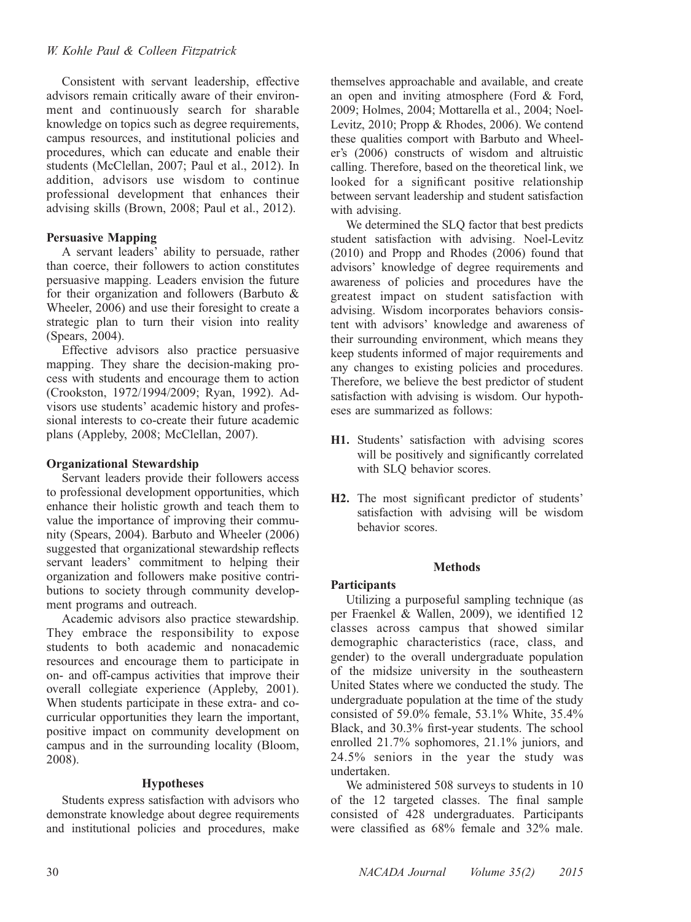Consistent with servant leadership, effective advisors remain critically aware of their environment and continuously search for sharable knowledge on topics such as degree requirements, campus resources, and institutional policies and procedures, which can educate and enable their students (McClellan, 2007; Paul et al., 2012). In addition, advisors use wisdom to continue professional development that enhances their advising skills (Brown, 2008; Paul et al., 2012).

### Persuasive Mapping

A servant leaders' ability to persuade, rather than coerce, their followers to action constitutes persuasive mapping. Leaders envision the future for their organization and followers (Barbuto & Wheeler, 2006) and use their foresight to create a strategic plan to turn their vision into reality (Spears, 2004).

Effective advisors also practice persuasive mapping. They share the decision-making process with students and encourage them to action (Crookston, 1972/1994/2009; Ryan, 1992). Advisors use students' academic history and professional interests to co-create their future academic plans (Appleby, 2008; McClellan, 2007).

### Organizational Stewardship

Servant leaders provide their followers access to professional development opportunities, which enhance their holistic growth and teach them to value the importance of improving their community (Spears, 2004). Barbuto and Wheeler (2006) suggested that organizational stewardship reflects servant leaders' commitment to helping their organization and followers make positive contributions to society through community development programs and outreach.

Academic advisors also practice stewardship. They embrace the responsibility to expose students to both academic and nonacademic resources and encourage them to participate in on- and off-campus activities that improve their overall collegiate experience (Appleby, 2001). When students participate in these extra- and co-curricular opportunities they learn the important, positive impact on community development on campus and in the surrounding locality (Bloom, 2008).

## Hypotheses

Students express satisfaction with advisors who demonstrate knowledge about degree requirements and institutional policies and procedures, make themselves approachable and available, and create an open and inviting atmosphere (Ford & Ford, 2009; Holmes, 2004; Mottarella et al., 2004; Noel-Levitz, 2010; Propp & Rhodes, 2006). We contend these qualities comport with Barbuto and Wheeler's (2006) constructs of wisdom and altruistic calling. Therefore, based on the theoretical link, we looked for a significant positive relationship between servant leadership and student satisfaction with advising.

We determined the SLQ factor that best predicts student satisfaction with advising. Noel-Levitz (2010) and Propp and Rhodes (2006) found that advisors' knowledge of degree requirements and awareness of policies and procedures have the greatest impact on student satisfaction with advising. Wisdom incorporates behaviors consistent with advisors' knowledge and awareness of their surrounding environment, which means they keep students informed of major requirements and any changes to existing policies and procedures. Therefore, we believe the best predictor of student satisfaction with advising is wisdom. Our hypotheses are summarized as follows:

- **H1.** Students' satisfaction with advising scores will be positively and significantly correlated with SLQ behavior scores.
- **H2.** The most significant predictor of students' satisfaction with advising will be wisdom behavior scores.

## Methods

### Participants

Utilizing a purposeful sampling technique (as per Fraenkel & Wallen, 2009), we identified 12 classes across campus that showed similar demographic characteristics (race, class, and gender) to the overall undergraduate population of the midsize university in the southeastern United States where we conducted the study. The undergraduate population at the time of the study consisted of 59.0% female, 53.1% White, 35.4% Black, and 30.3% first-year students. The school enrolled 21.7% sophomores, 21.1% juniors, and 24.5% seniors in the year the study was undertaken.

We administered 508 surveys to students in 10 of the 12 targeted classes. The final sample consisted of 428 undergraduates. Participants were classified as 68% female and 32% male.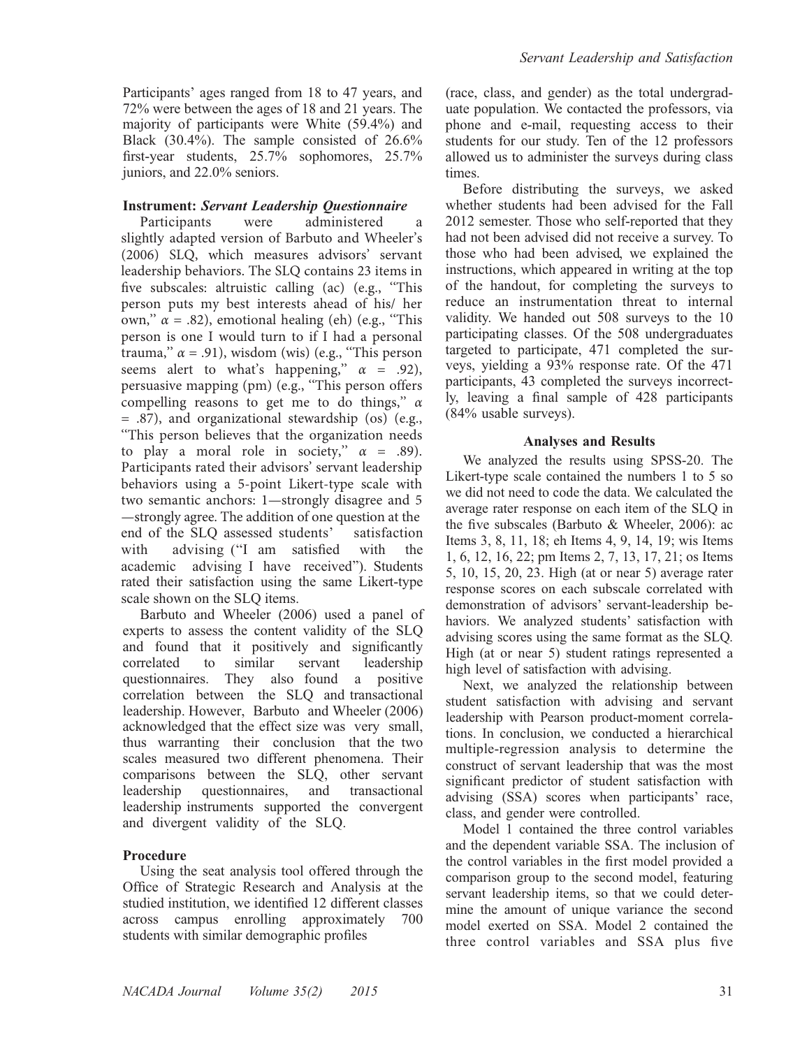Participants' ages ranged from 18 to 47 years, and 72% were between the ages of 18 and 21 years. The majority of participants were White (59.4%) and Black (30.4%). The sample consisted of 26.6% first-year students, 25.7% sophomores, 25.7% juniors, and 22.0% seniors.

### Instrument: *Servant Leadership Questionnaire*

Participants were administered a slightly adapted version of Barbuto and Wheeler's (2006) SLQ, which measures advisors' servant leadership behaviors. The SLQ contains 23 items in five subscales: altruistic calling (ac) (e.g., "This person puts my best interests ahead of his/ her own," $\alpha$ = .82), emotional healing (eh) (e.g., "This person is one I would turn to if I had a personal trauma," $\alpha$ = .91), wisdom (wis) (e.g., "This person seems alert to what's happening," $\alpha$ = .92), persuasive mapping (pm) (e.g., "This person offers compelling reasons to get me to do things," $\alpha$ = .87), and organizational stewardship (os) (e.g., "This person believes that the organization needs to play a moral role in society," $\alpha$ = .89). Participants rated their advisors' servant leadership behaviors using a 5-point Likert-type scale with two semantic anchors: 1—strongly disagree and 5—strongly agree. The addition of one question at the end of the SLQ assessed students' satisfaction with advising ("I am satisfied with the academic advising I have received"). Students rated their satisfaction using the same Likert-type scale shown on the SLQ items.

Barbuto and Wheeler (2006) used a panel of experts to assess the content validity of the SLQ and found that it positively and significantly correlated to similar servant leadership questionnaires. They also found a positive correlation between the SLQ and transactional leadership. However, Barbuto and Wheeler (2006) acknowledged that the effect size was very small, thus warranting their conclusion that the two scales measured two different phenomena. Their comparisons between the SLQ, other servant leadership questionnaires, and transactional leadership instruments supported the convergent and divergent validity of the SLQ.

### Procedure

Using the seat analysis tool offered through the Office of Strategic Research and Analysis at the studied institution, we identified 12 different classes across campus enrolling approximately 700 students with similar demographic profiles (race, class, and gender) as the total undergraduate population. We contacted the professors, via phone and e-mail, requesting access to their students for our study. Ten of the 12 professors allowed us to administer the surveys during class times.

Before distributing the surveys, we asked whether students had been advised for the Fall 2012 semester. Those who self-reported that they had not been advised did not receive a survey. To those who had been advised, we explained the instructions, which appeared in writing at the top of the handout, for completing the surveys to reduce an instrumentation threat to internal validity. We handed out 508 surveys to the 10 participating classes. Of the 508 undergraduates targeted to participate, 471 completed the surveys, yielding a 93% response rate. Of the 471 participants, 43 completed the surveys incorrectly, leaving a final sample of 428 participants (84% usable surveys).

## Analyses and Results

We analyzed the results using SPSS-20. The Likert-type scale contained the numbers 1 to 5 so we did not need to code the data. We calculated the average rater response on each item of the SLQ in the five subscales (Barbuto & Wheeler, 2006): ac Items 3, 8, 11, 18; eh Items 4, 9, 14, 19; wis Items 1, 6, 12, 16, 22; pm Items 2, 7, 13, 17, 21; os Items 5, 10, 15, 20, 23. High (at or near 5) average rater response scores on each subscale correlated with demonstration of advisors' servant-leadership behaviors. We analyzed students' satisfaction with advising scores using the same format as the SLQ. High (at or near 5) student ratings represented a high level of satisfaction with advising.

Next, we analyzed the relationship between student satisfaction with advising and servant leadership with Pearson product-moment correlations. In conclusion, we conducted a hierarchical multiple-regression analysis to determine the construct of servant leadership that was the most significant predictor of student satisfaction with advising (SSA) scores when participants' race, class, and gender were controlled.

Model 1 contained the three control variables and the dependent variable SSA. The inclusion of the control variables in the first model provided a comparison group to the second model, featuring servant leadership items, so that we could determine the amount of unique variance the second model exerted on SSA. Model 2 contained the three control variables and SSA plus five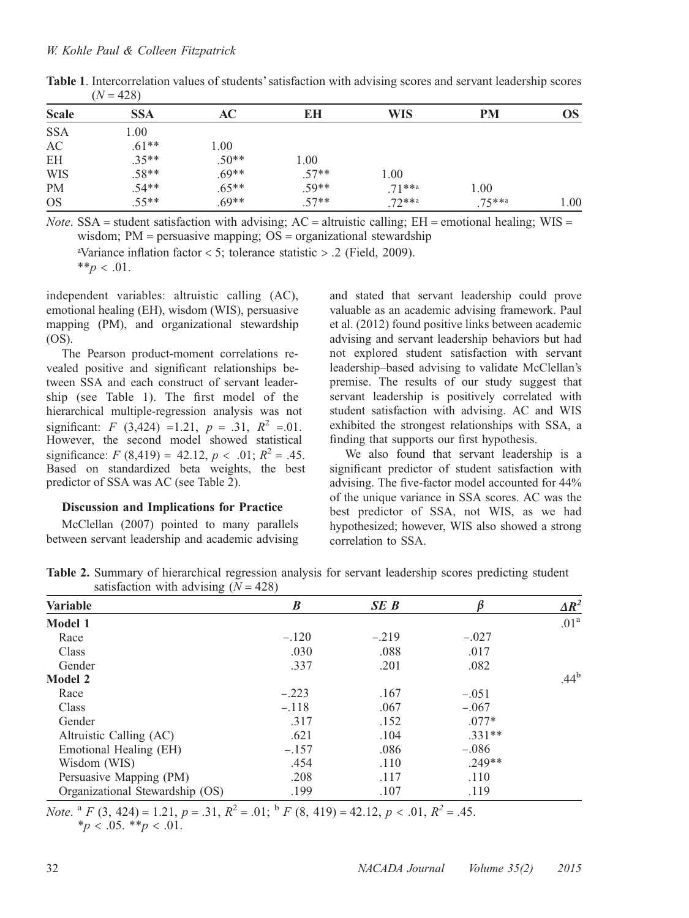**Table 1**. Intercorrelation values of students' satisfaction with advising scores and servant leadership scores ($N = 428$)

| Scale | SSA | AC | EH | WIS | PM | OS |
|---|---|---|---|---|---|---|
| SSA | 1.00 | | | | | |
| AC | .61** | 1.00 | | | | |
| EH | .35** | .50** | 1.00 | | | |
| WIS | .58** | .69** | .57** | 1.00 | | |
| PM | .54** | .65** | .59** | .71**[a] | 1.00 | |
| OS | .55** | .69** | .57** | .72**[a] | .75**[a] | 1.00 |

*Note*. SSA = student satisfaction with advising; AC = altruistic calling; EH = emotional healing; WIS = wisdom; PM = persuasive mapping; OS = organizational stewardship

[a]Variance inflation factor < 5; tolerance statistic > .2 (Field, 2009).

**$p < .01$.

independent variables: altruistic calling (AC), emotional healing (EH), wisdom (WIS), persuasive mapping (PM), and organizational stewardship (OS).

The Pearson product-moment correlations revealed positive and significant relationships between SSA and each construct of servant leadership (see Table 1). The first model of the hierarchical multiple-regression analysis was not significant: $F$ (3,424) =1.21, $p$ = .31, $R^2$ =.01. However, the second model showed statistical significance: $F$ (8,419) = 42.12, $p < .01$; $R^2$ = .45. Based on standardized beta weights, the best predictor of SSA was AC (see Table 2).

### Discussion and Implications for Practice

McClellan (2007) pointed to many parallels between servant leadership and academic advising and stated that servant leadership could prove valuable as an academic advising framework. Paul et al. (2012) found positive links between academic advising and servant leadership behaviors but had not explored student satisfaction with servant leadership–based advising to validate McClellan's premise. The results of our study suggest that servant leadership is positively correlated with student satisfaction with advising. AC and WIS exhibited the strongest relationships with SSA, a finding that supports our first hypothesis.

We also found that servant leadership is a significant predictor of student satisfaction with advising. The five-factor model accounted for 44% of the unique variance in SSA scores. AC was the best predictor of SSA, not WIS, as we had hypothesized; however, WIS also showed a strong correlation to SSA.

**Table 2.** Summary of hierarchical regression analysis for servant leadership scores predicting student satisfaction with advising ($N = 428$)

| Variable | *B* | *SE B* | *β* | $\Delta R^2$ |
|---|---|---|---|---|
| **Model 1** | | | | .01[a] |
| Race | −.120 | −.219 | −.027 | |
| Class | .030 | .088 | .017 | |
| Gender | .337 | .201 | .082 | |
| **Model 2** | | | | .44[b] |
| Race | −.223 | .167 | −.051 | |
| Class | −.118 | .067 | −.067 | |
| Gender | .317 | .152 | .077* | |
| Altruistic Calling (AC) | .621 | .104 | .331** | |
| Emotional Healing (EH) | −.157 | .086 | −.086 | |
| Wisdom (WIS) | .454 | .110 | .249** | |
| Persuasive Mapping (PM) | .208 | .117 | .110 | |
| Organizational Stewardship (OS) | .199 | .107 | .119 | |

*Note*. [a] $F$ (3, 424) = 1.21, $p$ = .31, $R^2$ = .01; [b] $F$ (8, 419) = 42.12, $p < .01$, $R^2$ = .45.
*$p < .05$. **$p < .01$.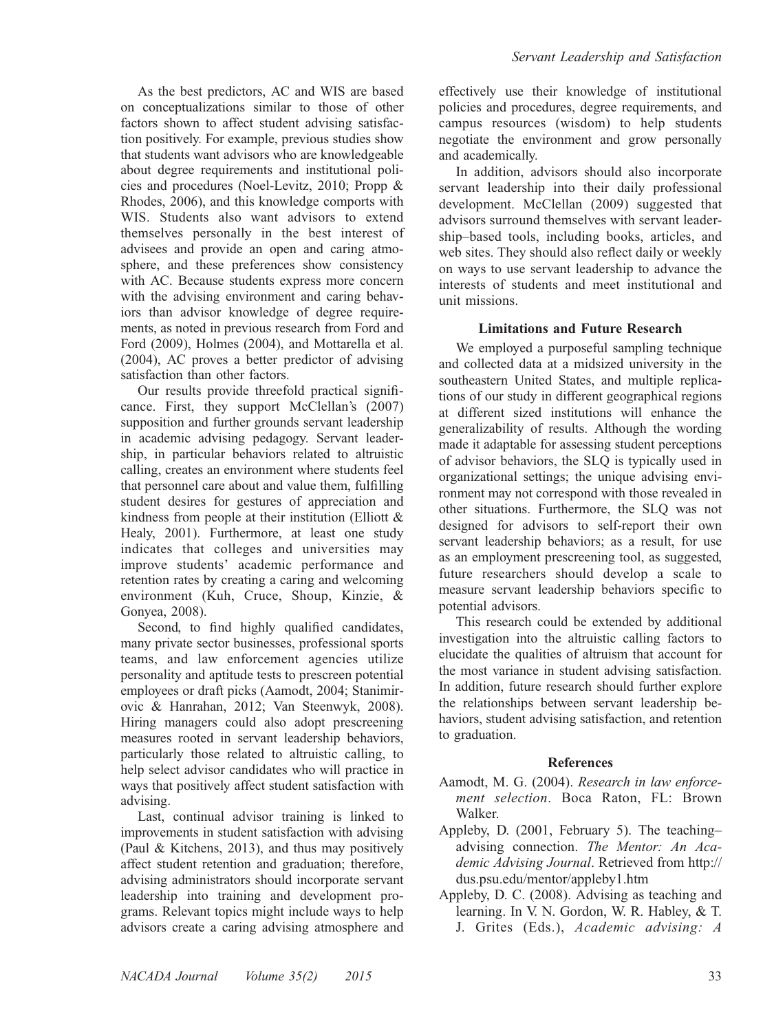As the best predictors, AC and WIS are based on conceptualizations similar to those of other factors shown to affect student advising satisfaction positively. For example, previous studies show that students want advisors who are knowledgeable about degree requirements and institutional policies and procedures (Noel-Levitz, 2010; Propp & Rhodes, 2006), and this knowledge comports with WIS. Students also want advisors to extend themselves personally in the best interest of advisees and provide an open and caring atmosphere, and these preferences show consistency with AC. Because students express more concern with the advising environment and caring behaviors than advisor knowledge of degree requirements, as noted in previous research from Ford and Ford (2009), Holmes (2004), and Mottarella et al. (2004), AC proves a better predictor of advising satisfaction than other factors.

Our results provide threefold practical significance. First, they support McClellan's (2007) supposition and further grounds servant leadership in academic advising pedagogy. Servant leadership, in particular behaviors related to altruistic calling, creates an environment where students feel that personnel care about and value them, fulfilling student desires for gestures of appreciation and kindness from people at their institution (Elliott & Healy, 2001). Furthermore, at least one study indicates that colleges and universities may improve students' academic performance and retention rates by creating a caring and welcoming environment (Kuh, Cruce, Shoup, Kinzie, & Gonyea, 2008).

Second, to find highly qualified candidates, many private sector businesses, professional sports teams, and law enforcement agencies utilize personality and aptitude tests to prescreen potential employees or draft picks (Aamodt, 2004; Stanimirovic & Hanrahan, 2012; Van Steenwyk, 2008). Hiring managers could also adopt prescreening measures rooted in servant leadership behaviors, particularly those related to altruistic calling, to help select advisor candidates who will practice in ways that positively affect student satisfaction with advising.

Last, continual advisor training is linked to improvements in student satisfaction with advising (Paul & Kitchens, 2013), and thus may positively affect student retention and graduation; therefore, advising administrators should incorporate servant leadership into training and development programs. Relevant topics might include ways to help advisors create a caring advising atmosphere and effectively use their knowledge of institutional policies and procedures, degree requirements, and campus resources (wisdom) to help students negotiate the environment and grow personally and academically.

In addition, advisors should also incorporate servant leadership into their daily professional development. McClellan (2009) suggested that advisors surround themselves with servant leadership–based tools, including books, articles, and web sites. They should also reflect daily or weekly on ways to use servant leadership to advance the interests of students and meet institutional and unit missions.

### Limitations and Future Research

We employed a purposeful sampling technique and collected data at a midsized university in the southeastern United States, and multiple replications of our study in different geographical regions at different sized institutions will enhance the generalizability of results. Although the wording made it adaptable for assessing student perceptions of advisor behaviors, the SLQ is typically used in organizational settings; the unique advising environment may not correspond with those revealed in other situations. Furthermore, the SLQ was not designed for advisors to self-report their own servant leadership behaviors; as a result, for use as an employment prescreening tool, as suggested, future researchers should develop a scale to measure servant leadership behaviors specific to potential advisors.

This research could be extended by additional investigation into the altruistic calling factors to elucidate the qualities of altruism that account for the most variance in student advising satisfaction. In addition, future research should further explore the relationships between servant leadership behaviors, student advising satisfaction, and retention to graduation.

### References

Aamodt, M. G. (2004). *Research in law enforcement selection*. Boca Raton, FL: Brown Walker.

Appleby, D. (2001, February 5). The teaching–advising connection. *The Mentor: An Academic Advising Journal*. Retrieved from http://dus.psu.edu/mentor/appleby1.htm

Appleby, D. C. (2008). Advising as teaching and learning. In V. N. Gordon, W. R. Habley, & T. J. Grites (Eds.), *Academic advising: A*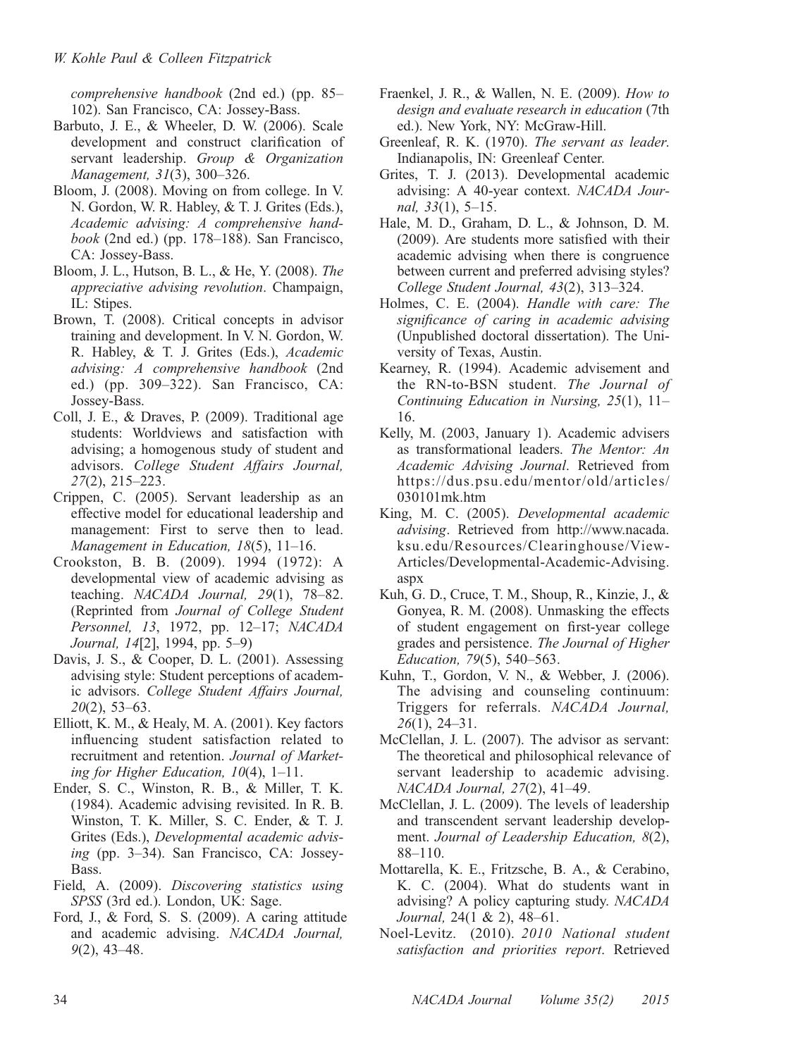*comprehensive handbook* (2nd ed.) (pp. 85–102). San Francisco, CA: Jossey-Bass.

Barbuto, J. E., & Wheeler, D. W. (2006). Scale development and construct clarification of servant leadership. *Group & Organization Management, 31*(3), 300–326.

Bloom, J. (2008). Moving on from college. In V. N. Gordon, W. R. Habley, & T. J. Grites (Eds.), *Academic advising: A comprehensive handbook* (2nd ed.) (pp. 178–188). San Francisco, CA: Jossey-Bass.

Bloom, J. L., Hutson, B. L., & He, Y. (2008). *The appreciative advising revolution*. Champaign, IL: Stipes.

Brown, T. (2008). Critical concepts in advisor training and development. In V. N. Gordon, W. R. Habley, & T. J. Grites (Eds.), *Academic advising: A comprehensive handbook* (2nd ed.) (pp. 309–322). San Francisco, CA: Jossey-Bass.

Coll, J. E., & Draves, P. (2009). Traditional age students: Worldviews and satisfaction with advising; a homogenous study of student and advisors. *College Student Affairs Journal, 27*(2), 215–223.

Crippen, C. (2005). Servant leadership as an effective model for educational leadership and management: First to serve then to lead. *Management in Education, 18*(5), 11–16.

Crookston, B. B. (2009). 1994 (1972): A developmental view of academic advising as teaching. *NACADA Journal, 29*(1), 78–82. (Reprinted from *Journal of College Student Personnel, 13*, 1972, pp. 12–17; *NACADA Journal, 14*[2], 1994, pp. 5–9)

Davis, J. S., & Cooper, D. L. (2001). Assessing advising style: Student perceptions of academic advisors. *College Student Affairs Journal, 20*(2), 53–63.

Elliott, K. M., & Healy, M. A. (2001). Key factors influencing student satisfaction related to recruitment and retention. *Journal of Marketing for Higher Education, 10*(4), 1–11.

Ender, S. C., Winston, R. B., & Miller, T. K. (1984). Academic advising revisited. In R. B. Winston, T. K. Miller, S. C. Ender, & T. J. Grites (Eds.), *Developmental academic advising* (pp. 3–34). San Francisco, CA: Jossey-Bass.

Field, A. (2009). *Discovering statistics using SPSS* (3rd ed.). London, UK: Sage.

Ford, J., & Ford, S. S. (2009). A caring attitude and academic advising. *NACADA Journal, 9*(2), 43–48.

Fraenkel, J. R., & Wallen, N. E. (2009). *How to design and evaluate research in education* (7th ed.). New York, NY: McGraw-Hill.

Greenleaf, R. K. (1970). *The servant as leader*. Indianapolis, IN: Greenleaf Center.

Grites, T. J. (2013). Developmental academic advising: A 40-year context. *NACADA Journal, 33*(1), 5–15.

Hale, M. D., Graham, D. L., & Johnson, D. M. (2009). Are students more satisfied with their academic advising when there is congruence between current and preferred advising styles? *College Student Journal, 43*(2), 313–324.

Holmes, C. E. (2004). *Handle with care: The significance of caring in academic advising* (Unpublished doctoral dissertation). The University of Texas, Austin.

Kearney, R. (1994). Academic advisement and the RN-to-BSN student. *The Journal of Continuing Education in Nursing, 25*(1), 11–16.

Kelly, M. (2003, January 1). Academic advisers as transformational leaders. *The Mentor: An Academic Advising Journal*. Retrieved from https://dus.psu.edu/mentor/old/articles/030101mk.htm

King, M. C. (2005). *Developmental academic advising*. Retrieved from http://www.nacada.ksu.edu/Resources/Clearinghouse/View-Articles/Developmental-Academic-Advising.aspx

Kuh, G. D., Cruce, T. M., Shoup, R., Kinzie, J., & Gonyea, R. M. (2008). Unmasking the effects of student engagement on first-year college grades and persistence. *The Journal of Higher Education, 79*(5), 540–563.

Kuhn, T., Gordon, V. N., & Webber, J. (2006). The advising and counseling continuum: Triggers for referrals. *NACADA Journal, 26*(1), 24–31.

McClellan, J. L. (2007). The advisor as servant: The theoretical and philosophical relevance of servant leadership to academic advising. *NACADA Journal, 27*(2), 41–49.

McClellan, J. L. (2009). The levels of leadership and transcendent servant leadership development. *Journal of Leadership Education, 8*(2), 88–110.

Mottarella, K. E., Fritzsche, B. A., & Cerabino, K. C. (2004). What do students want in advising? A policy capturing study. *NACADA Journal,* 24(1 & 2), 48–61.

Noel-Levitz. (2010). *2010 National student satisfaction and priorities report*. Retrieved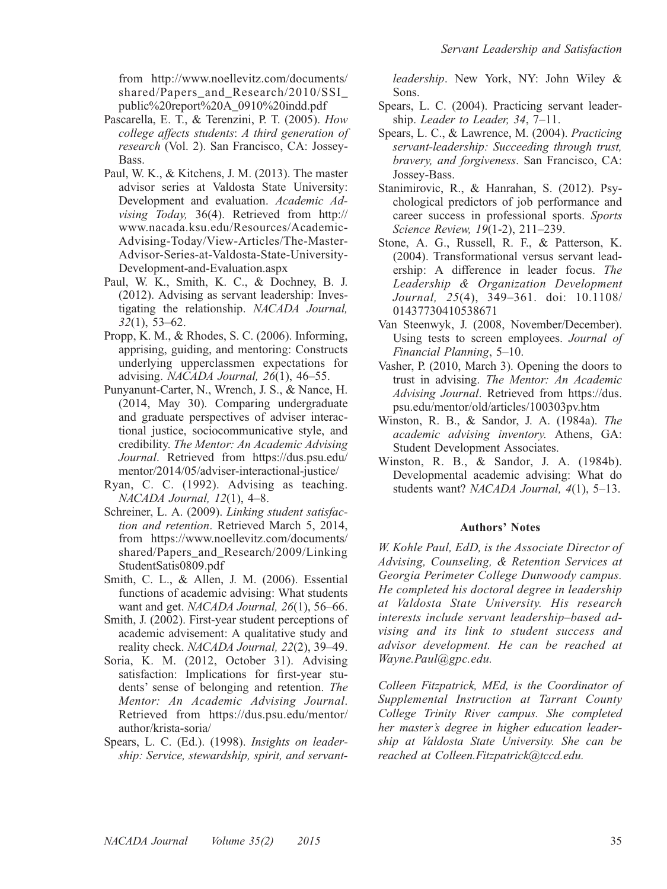from http://www.noellevitz.com/documents/shared/Papers_and_Research/2010/SSI_public%20report%20A_0910%20indd.pdf

Pascarella, E. T., & Terenzini, P. T. (2005). *How college affects students*: *A third generation of research* (Vol. 2). San Francisco, CA: Jossey-Bass.

Paul, W. K., & Kitchens, J. M. (2013). The master advisor series at Valdosta State University: Development and evaluation. *Academic Advising Today,* 36(4). Retrieved from http://www.nacada.ksu.edu/Resources/Academic-Advising-Today/View-Articles/The-Master-Advisor-Series-at-Valdosta-State-University-Development-and-Evaluation.aspx

Paul, W. K., Smith, K. C., & Dochney, B. J. (2012). Advising as servant leadership: Investigating the relationship. *NACADA Journal, 32*(1), 53–62.

Propp, K. M., & Rhodes, S. C. (2006). Informing, apprising, guiding, and mentoring: Constructs underlying upperclassmen expectations for advising. *NACADA Journal, 26*(1), 46–55.

Punyanunt-Carter, N., Wrench, J. S., & Nance, H. (2014, May 30). Comparing undergraduate and graduate perspectives of adviser interactional justice, sociocommunicative style, and credibility. *The Mentor: An Academic Advising Journal*. Retrieved from https://dus.psu.edu/mentor/2014/05/adviser-interactional-justice/

Ryan, C. C. (1992). Advising as teaching. *NACADA Journal, 12*(1), 4–8.

Schreiner, L. A. (2009). *Linking student satisfaction and retention*. Retrieved March 5, 2014, from https://www.noellevitz.com/documents/shared/Papers_and_Research/2009/LinkingStudentSatis0809.pdf

Smith, C. L., & Allen, J. M. (2006). Essential functions of academic advising: What students want and get. *NACADA Journal, 26*(1), 56–66.

Smith, J. (2002). First-year student perceptions of academic advisement: A qualitative study and reality check. *NACADA Journal, 22*(2), 39–49.

Soria, K. M. (2012, October 31). Advising satisfaction: Implications for first-year students' sense of belonging and retention. *The Mentor: An Academic Advising Journal*. Retrieved from https://dus.psu.edu/mentor/author/krista-soria/

Spears, L. C. (Ed.). (1998). *Insights on leadership: Service, stewardship, spirit, and servant-leadership*. New York, NY: John Wiley & Sons.

Spears, L. C. (2004). Practicing servant leadership. *Leader to Leader, 34*, 7–11.

Spears, L. C., & Lawrence, M. (2004). *Practicing servant-leadership: Succeeding through trust, bravery, and forgiveness*. San Francisco, CA: Jossey-Bass.

Stanimirovic, R., & Hanrahan, S. (2012). Psychological predictors of job performance and career success in professional sports. *Sports Science Review, 19*(1-2), 211–239.

Stone, A. G., Russell, R. F., & Patterson, K. (2004). Transformational versus servant leadership: A difference in leader focus. *The Leadership & Organization Development Journal, 25*(4), 349–361. doi: 10.1108/01437730410538671

Van Steenwyk, J. (2008, November/December). Using tests to screen employees. *Journal of Financial Planning*, 5–10.

Vasher, P. (2010, March 3). Opening the doors to trust in advising. *The Mentor: An Academic Advising Journal*. Retrieved from https://dus.psu.edu/mentor/old/articles/100303pv.htm

Winston, R. B., & Sandor, J. A. (1984a). *The academic advising inventory.* Athens, GA: Student Development Associates.

Winston, R. B., & Sandor, J. A. (1984b). Developmental academic advising: What do students want? *NACADA Journal, 4*(1), 5–13.

### Authors' Notes

*W. Kohle Paul, EdD, is the Associate Director of Advising, Counseling, & Retention Services at Georgia Perimeter College Dunwoody campus. He completed his doctoral degree in leadership at Valdosta State University. His research interests include servant leadership–based advising and its link to student success and advisor development. He can be reached at Wayne.Paul@gpc.edu.*

*Colleen Fitzpatrick, MEd, is the Coordinator of Supplemental Instruction at Tarrant County College Trinity River campus. She completed her master's degree in higher education leadership at Valdosta State University. She can be reached at Colleen.Fitzpatrick@tccd.edu.*